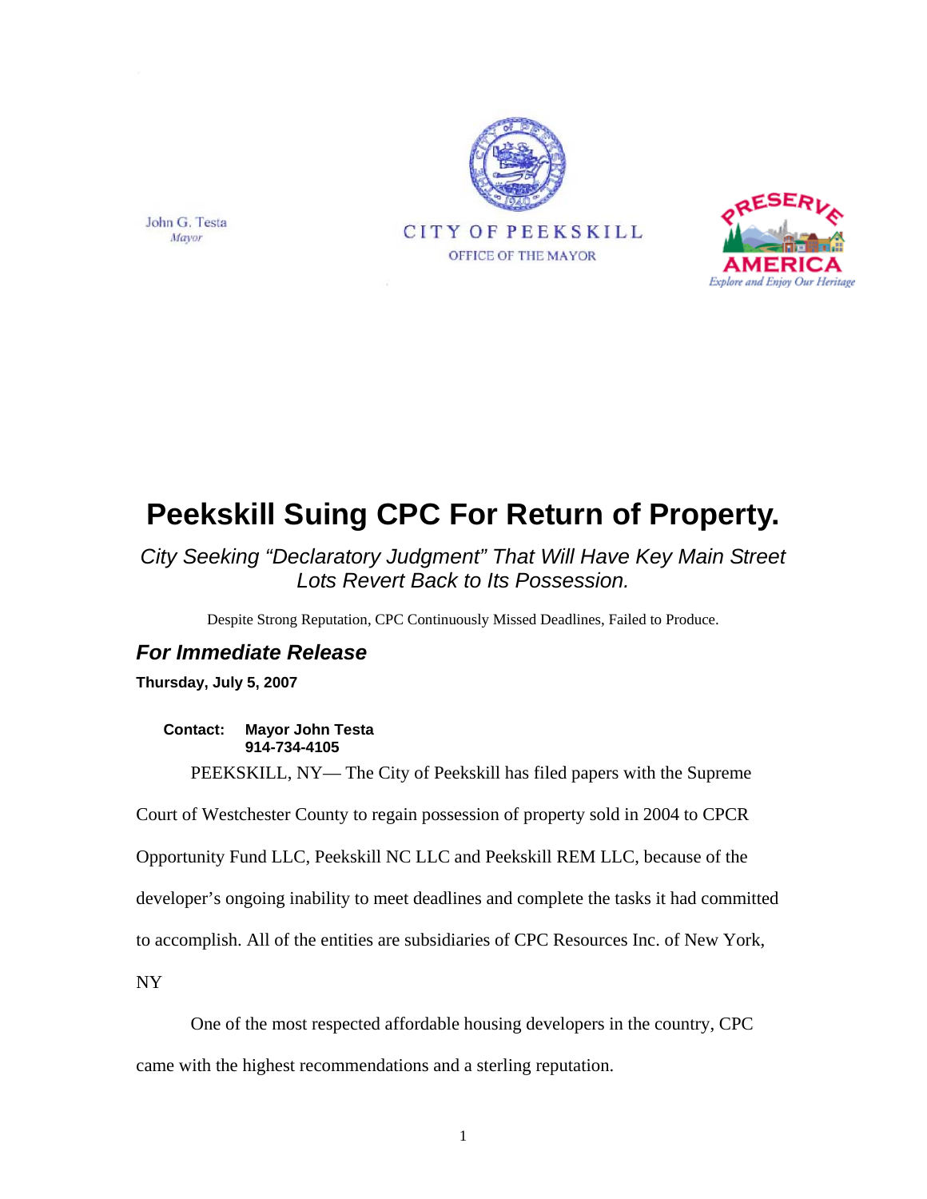John G. Testa
*Mayor*

CITY OF PEEKSKILL
OFFICE OF THE MAYOR

PRESERVE AMERICA
*Explore and Enjoy Our Heritage*

# Peekskill Suing CPC For Return of Property.

*City Seeking "Declaratory Judgment" That Will Have Key Main Street Lots Revert Back to Its Possession.*

Despite Strong Reputation, CPC Continuously Missed Deadlines, Failed to Produce.

## *For Immediate Release*

**Thursday, July 5, 2007**

**Contact: Mayor John Testa**
**914-734-4105**

PEEKSKILL, NY— The City of Peekskill has filed papers with the Supreme Court of Westchester County to regain possession of property sold in 2004 to CPCR Opportunity Fund LLC, Peekskill NC LLC and Peekskill REM LLC, because of the developer's ongoing inability to meet deadlines and complete the tasks it had committed to accomplish. All of the entities are subsidiaries of CPC Resources Inc. of New York, NY

One of the most respected affordable housing developers in the country, CPC came with the highest recommendations and a sterling reputation.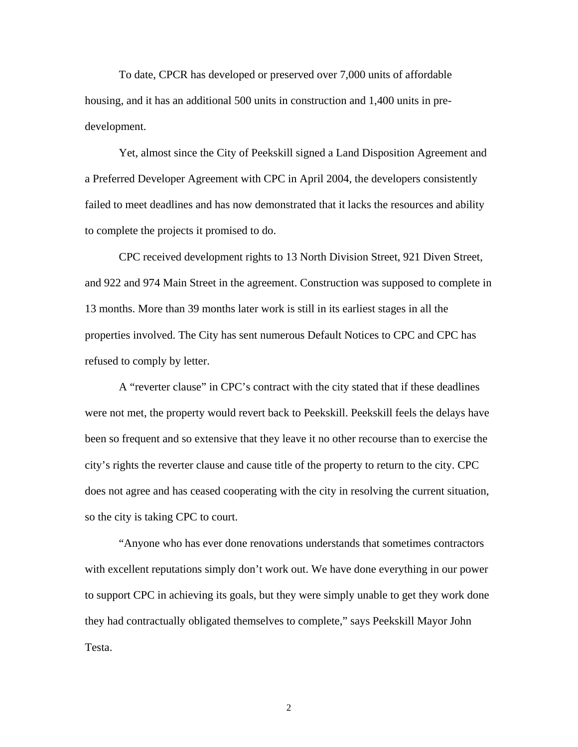To date, CPCR has developed or preserved over 7,000 units of affordable housing, and it has an additional 500 units in construction and 1,400 units in pre-development.

Yet, almost since the City of Peekskill signed a Land Disposition Agreement and a Preferred Developer Agreement with CPC in April 2004, the developers consistently failed to meet deadlines and has now demonstrated that it lacks the resources and ability to complete the projects it promised to do.

CPC received development rights to 13 North Division Street, 921 Diven Street, and 922 and 974 Main Street in the agreement. Construction was supposed to complete in 13 months. More than 39 months later work is still in its earliest stages in all the properties involved. The City has sent numerous Default Notices to CPC and CPC has refused to comply by letter.

A "reverter clause" in CPC's contract with the city stated that if these deadlines were not met, the property would revert back to Peekskill. Peekskill feels the delays have been so frequent and so extensive that they leave it no other recourse than to exercise the city's rights the reverter clause and cause title of the property to return to the city. CPC does not agree and has ceased cooperating with the city in resolving the current situation, so the city is taking CPC to court.

"Anyone who has ever done renovations understands that sometimes contractors with excellent reputations simply don't work out. We have done everything in our power to support CPC in achieving its goals, but they were simply unable to get they work done they had contractually obligated themselves to complete," says Peekskill Mayor John Testa.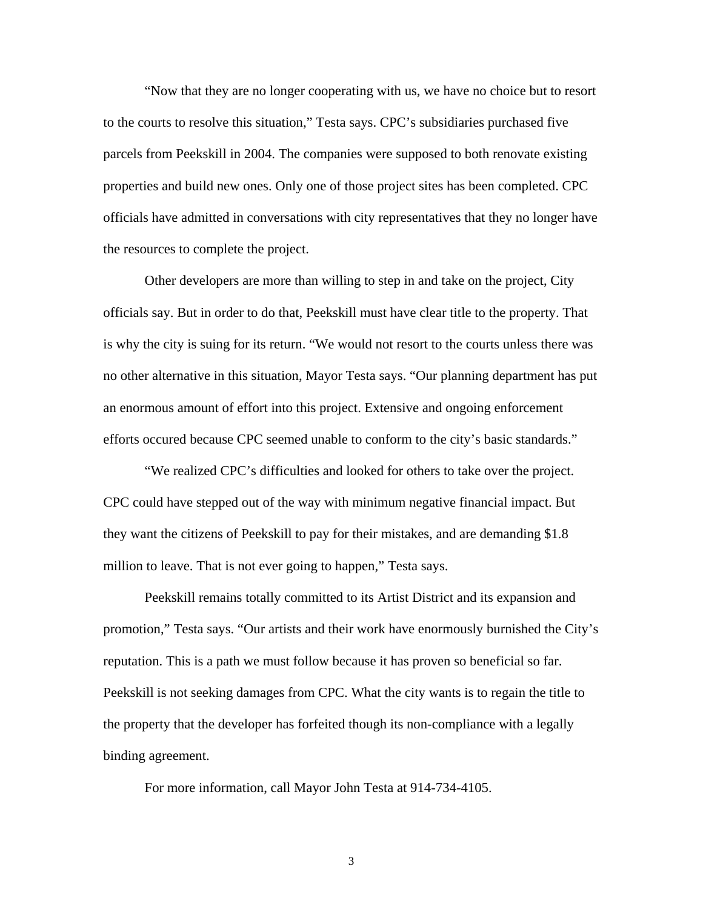"Now that they are no longer cooperating with us, we have no choice but to resort to the courts to resolve this situation," Testa says. CPC's subsidiaries purchased five parcels from Peekskill in 2004. The companies were supposed to both renovate existing properties and build new ones. Only one of those project sites has been completed. CPC officials have admitted in conversations with city representatives that they no longer have the resources to complete the project.

Other developers are more than willing to step in and take on the project, City officials say. But in order to do that, Peekskill must have clear title to the property. That is why the city is suing for its return. "We would not resort to the courts unless there was no other alternative in this situation, Mayor Testa says. "Our planning department has put an enormous amount of effort into this project. Extensive and ongoing enforcement efforts occured because CPC seemed unable to conform to the city's basic standards."

"We realized CPC's difficulties and looked for others to take over the project. CPC could have stepped out of the way with minimum negative financial impact. But they want the citizens of Peekskill to pay for their mistakes, and are demanding $1.8 million to leave. That is not ever going to happen," Testa says.

Peekskill remains totally committed to its Artist District and its expansion and promotion," Testa says. "Our artists and their work have enormously burnished the City's reputation. This is a path we must follow because it has proven so beneficial so far. Peekskill is not seeking damages from CPC. What the city wants is to regain the title to the property that the developer has forfeited though its non-compliance with a legally binding agreement.

For more information, call Mayor John Testa at 914-734-4105.